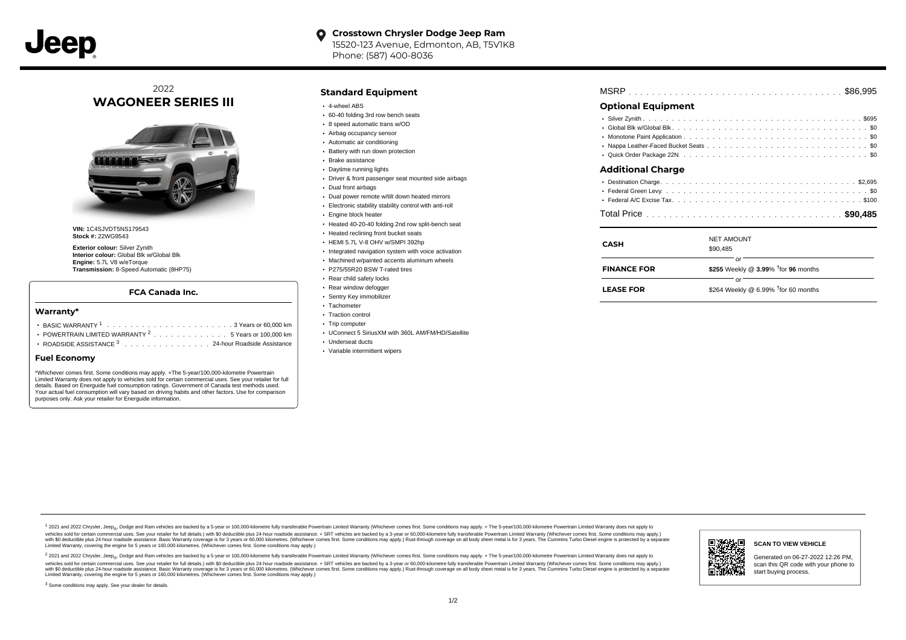**Jeep**

**Crosstown Chrysler Dodge Jeep Ram**
15520-123 Avenue, Edmonton, AB, T5V1K8
Phone: (587) 400-8036

2022
# WAGONEER SERIES III

**VIN:** 1C4SJVDT5NS179543
**Stock #:** 22WG9543

**Exterior colour:** Silver Zynith
**Interior colour:** Global Blk w/Global Blk
**Engine:** 5.7L V8 w/eTorque
**Transmission:** 8-Speed Automatic (8HP75)

### FCA Canada Inc.

#### Warranty*

- BASIC WARRANTY [1] . . . . . . . . . . . . . . . . . . . . . . 3 Years or 60,000 km
- POWERTRAIN LIMITED WARRANTY [2] . . . . . . . . . . . . . 5 Years or 100,000 km
- ROADSIDE ASSISTANCE [3] . . . . . . . . . . . . . . . 24-hour Roadside Assistance

#### Fuel Economy

*Whichever comes first. Some conditions may apply. +The 5-year/100,000-kilometre Powertrain Limited Warranty does not apply to vehicles sold for certain commercial uses. See your retailer for full details. Based on Energuide fuel consumption ratings. Government of Canada test methods used. Your actual fuel consumption will vary based on driving habits and other factors. Use for comparison purposes only. Ask your retailer for Energuide information.

## Standard Equipment

- 4-wheel ABS
- 60-40 folding 3rd row bench seats
- 8 speed automatic trans w/OD
- Airbag occupancy sensor
- Automatic air conditioning
- Battery with run down protection
- Brake assistance
- Daytime running lights
- Driver & front passenger seat mounted side airbags
- Dual front airbags
- Dual power remote w/tilt down heated mirrors
- Electronic stability stability control with anti-roll
- Engine block heater
- Heated 40-20-40 folding 2nd row split-bench seat
- Heated reclining front bucket seats
- HEMI 5.7L V-8 OHV w/SMPI 392hp
- Integrated navigation system with voice activation
- Machined w/painted accents aluminum wheels
- P275/55R20 BSW T-rated tires
- Rear child safety locks
- Rear window defogger
- Sentry Key immobilizer
- Tachometer
- Traction control
- Trip computer
- UConnect 5 SiriusXM with 360L AM/FM/HD/Satellite
- Underseat ducts
- Variable intermittent wipers

MSRP . . . . . . . . . . . . . . . . . . . . . . . . . . . . . . . . . . . . . . $86,995

## Optional Equipment

- Silver Zynith . . . . . . . . . . . . . . . . . . . . . . . . . . . . . . . . . . . . . . $695
- Global Blk w/Global Blk . . . . . . . . . . . . . . . . . . . . . . . . . . . . . . . . $0
- Monotone Paint Application . . . . . . . . . . . . . . . . . . . . . . . . . . . . . $0
- Nappa Leather-Faced Bucket Seats . . . . . . . . . . . . . . . . . . . . . . . . . $0
- Quick Order Package 22N . . . . . . . . . . . . . . . . . . . . . . . . . . . . . . $0

## Additional Charge

- Destination Charge . . . . . . . . . . . . . . . . . . . . . . . . . . . . . . . . $2,695
- Federal Green Levy . . . . . . . . . . . . . . . . . . . . . . . . . . . . . . . . . . $0
- Federal A/C Excise Tax . . . . . . . . . . . . . . . . . . . . . . . . . . . . . . . $100

Total Price . . . . . . . . . . . . . . . . . . . . . . . . . . . . . . . . . **$90,485**

| | |
|---|---|
| **CASH** | NET AMOUNT<br>$90,485 |
| | or |
| **FINANCE FOR** | **$255** Weekly @ **3.99**% †for **96** months |
| | or |
| **LEASE FOR** | $264 Weekly @ 6.99% †for 60 months |

[1] 2021 and 2022 Chrysler, Jeep®, Dodge and Ram vehicles are backed by a 5-year or 100,000-kilometre fully transferable Powertrain Limited Warranty (Whichever comes first. Some conditions may apply. + The 5-year/100,000-kilometre Powertrain Limited Warranty does not apply to vehicles sold for certain commercial uses. See your retailer for full details.) with $0 deductible plus 24-hour roadside assistance. + SRT vehicles are backed by a 3-year or 60,000-kilometre fully transferable Powertrain Limited Warranty (Whichever comes first. Some conditions may apply.) with $0 deductible plus 24-hour roadside assistance. Basic Warranty coverage is for 3 years or 60,000 kilometres. (Whichever comes first. Some conditions may apply.) Rust-through coverage on all body sheet metal is for 3 years. The Cummins Turbo Diesel engine is protected by a separate Limited Warranty, covering the engine for 5 years or 160,000 kilometres. (Whichever comes first. Some conditions may apply.)

[2] 2021 and 2022 Chrysler, Jeep®, Dodge and Ram vehicles are backed by a 5-year or 100,000-kilometre fully transferable Powertrain Limited Warranty (Whichever comes first. Some conditions may apply. + The 5-year/100,000-kilometre Powertrain Limited Warranty does not apply to vehicles sold for certain commercial uses. See your retailer for full details.) with $0 deductible plus 24-hour roadside assistance. + SRT vehicles are backed by a 3-year or 60,000-kilometre fully transferable Powertrain Limited Warranty (Whichever comes first. Some conditions may apply.) with $0 deductible plus 24-hour roadside assistance. Basic Warranty coverage is for 3 years or 60,000 kilometres. (Whichever comes first. Some conditions may apply.) Rust-through coverage on all body sheet metal is for 3 years. The Cummins Turbo Diesel engine is protected by a separate Limited Warranty, covering the engine for 5 years or 160,000 kilometres. (Whichever comes first. Some conditions may apply.)

[3] Some conditions may apply. See your dealer for details.

**SCAN TO VIEW VEHICLE**

Generated on 06-27-2022 12:26 PM, scan this QR code with your phone to start buying process.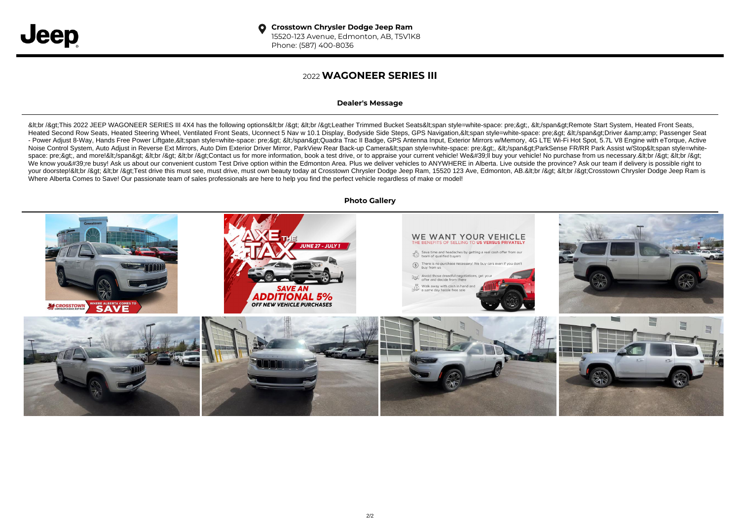**Crosstown Chrysler Dodge Jeep Ram**
15520-123 Avenue, Edmonton, AB, T5V1K8
Phone: (587) 400-8036

# 2022 **WAGONEER SERIES III**

## Dealer's Message

&lt;br /&gt;This 2022 JEEP WAGONEER SERIES III 4X4 has the following options&lt;br /&gt; &lt;br /&gt;Leather Trimmed Bucket Seats&lt;span style=white-space: pre;&gt;, &lt;/span&gt;Remote Start System, Heated Front Seats, Heated Second Row Seats, Heated Steering Wheel, Ventilated Front Seats, Uconnect 5 Nav w 10.1 Display, Bodyside Side Steps, GPS Navigation,&lt;span style=white-space: pre;&gt; &lt;/span&gt;Driver &amp;amp; Passenger Seat - Power Adjust 8-Way, Hands Free Power Liftgate,&lt;span style=white-space: pre;&gt; &lt;/span&gt;Quadra Trac II Badge, GPS Antenna Input, Exterior Mirrors w/Memory, 4G LTE Wi-Fi Hot Spot, 5.7L V8 Engine with eTorque, Active Noise Control System, Auto Adjust in Reverse Ext Mirrors, Auto Dim Exterior Driver Mirror, ParkView Rear Back-up Camera&lt;span style=white-space: pre;&gt;, &lt;/span&gt;ParkSense FR/RR Park Assist w/Stop&lt;span style=white-space: pre;&gt;, and more!&lt;/span&gt; &lt;br /&gt; &lt;br /&gt;Contact us for more information, book a test drive, or to appraise your current vehicle! We&#39;ll buy your vehicle! No purchase from us necessary.&lt;br /&gt; &lt;br /&gt; We know you&#39;re busy! Ask us about our convenient custom Test Drive option within the Edmonton Area. Plus we deliver vehicles to ANYWHERE in Alberta. Live outside the province? Ask our team if delivery is possible right to your doorstep!&lt;br /&gt; &lt;br /&gt;Test drive this must see, must drive, must own beauty today at Crosstown Chrysler Dodge Jeep Ram, 15520 123 Ave, Edmonton, AB.&lt;br /&gt; &lt;br /&gt;Crosstown Chrysler Dodge Jeep Ram is Where Alberta Comes to Save! Our passionate team of sales professionals are here to help you find the perfect vehicle regardless of make or model!

## Photo Gallery